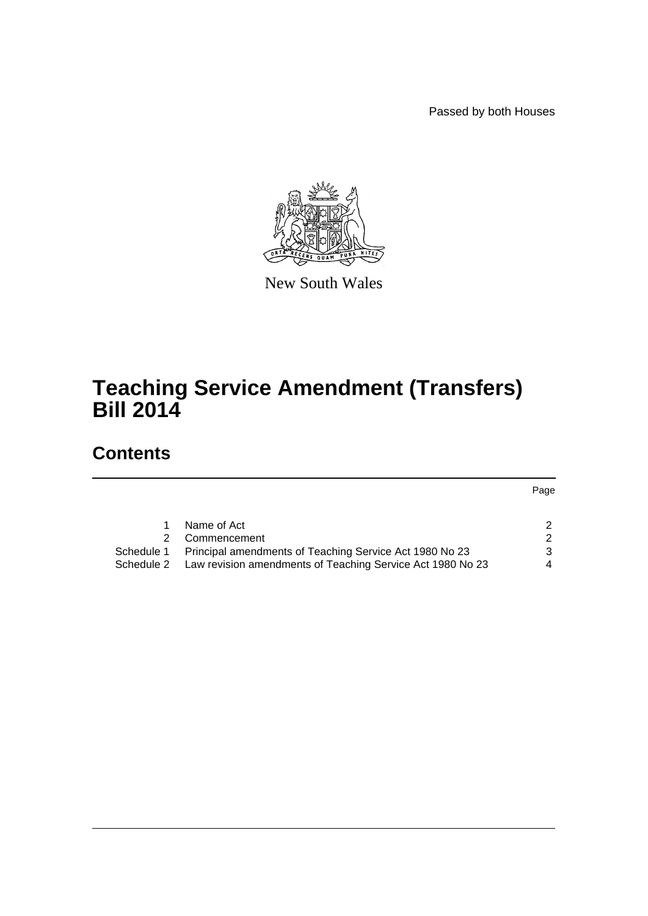Passed by both Houses

New South Wales

# Teaching Service Amendment (Transfers) Bill 2014

## Contents

| | | Page |
|---|---|---|
| 1 | Name of Act | 2 |
| 2 | Commencement | 2 |
| Schedule 1 | Principal amendments of Teaching Service Act 1980 No 23 | 3 |
| Schedule 2 | Law revision amendments of Teaching Service Act 1980 No 23 | 4 |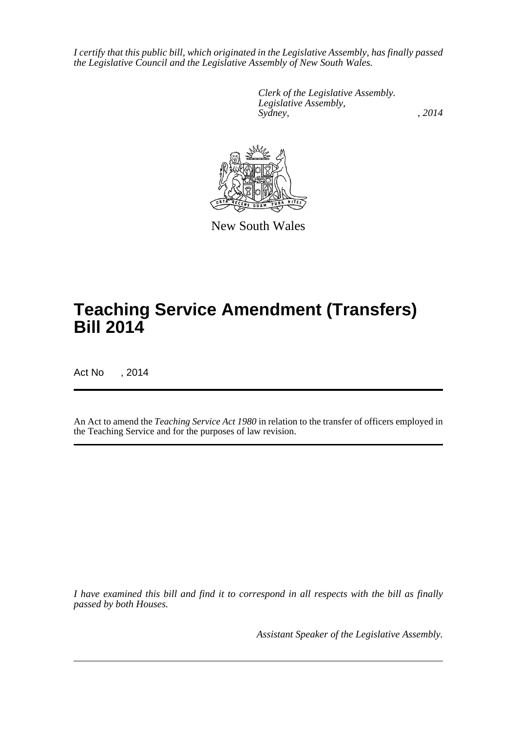*I certify that this public bill, which originated in the Legislative Assembly, has finally passed the Legislative Council and the Legislative Assembly of New South Wales.*

*Clerk of the Legislative Assembly.*
*Legislative Assembly,*
*Sydney, , 2014*

New South Wales

# Teaching Service Amendment (Transfers) Bill 2014

Act No , 2014

An Act to amend the *Teaching Service Act 1980* in relation to the transfer of officers employed in the Teaching Service and for the purposes of law revision.

*I have examined this bill and find it to correspond in all respects with the bill as finally passed by both Houses.*

*Assistant Speaker of the Legislative Assembly.*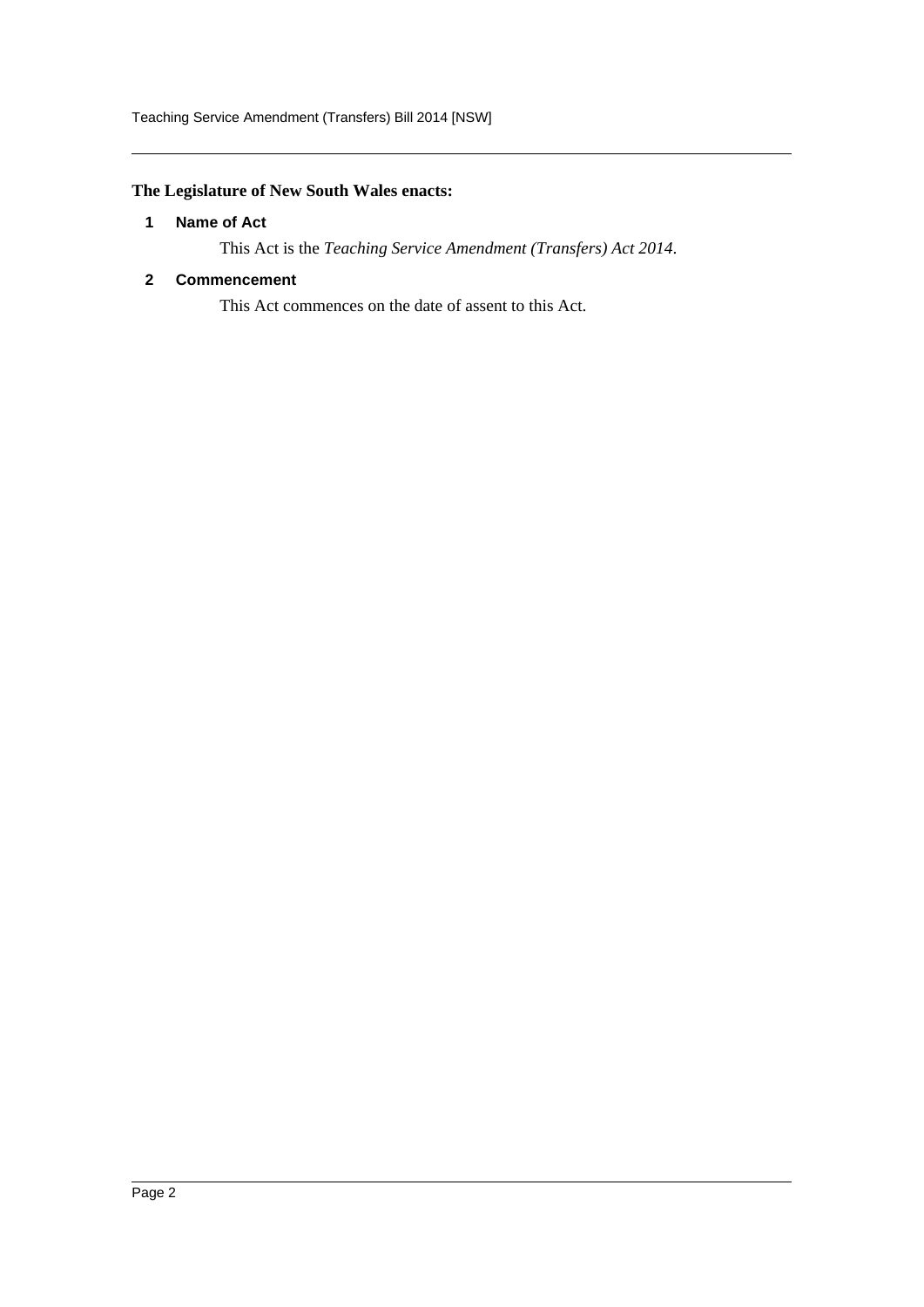**The Legislature of New South Wales enacts:**

**1 Name of Act**

This Act is the *Teaching Service Amendment (Transfers) Act 2014*.

**2 Commencement**

This Act commences on the date of assent to this Act.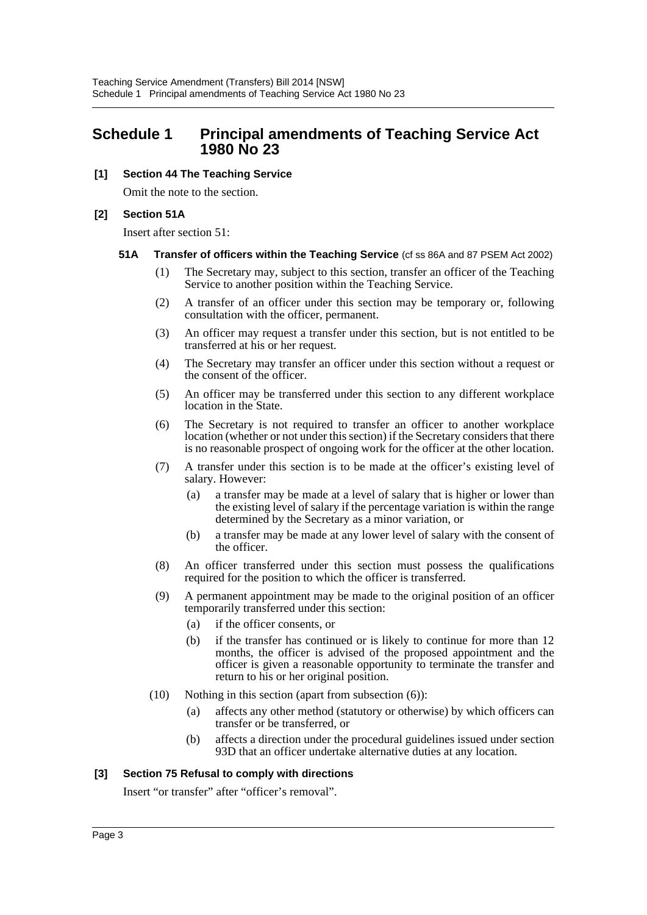# Schedule 1 Principal amendments of Teaching Service Act 1980 No 23

**[1] Section 44 The Teaching Service**

Omit the note to the section.

**[2] Section 51A**

Insert after section 51:

**51A Transfer of officers within the Teaching Service** (cf ss 86A and 87 PSEM Act 2002)

(1) The Secretary may, subject to this section, transfer an officer of the Teaching Service to another position within the Teaching Service.

(2) A transfer of an officer under this section may be temporary or, following consultation with the officer, permanent.

(3) An officer may request a transfer under this section, but is not entitled to be transferred at his or her request.

(4) The Secretary may transfer an officer under this section without a request or the consent of the officer.

(5) An officer may be transferred under this section to any different workplace location in the State.

(6) The Secretary is not required to transfer an officer to another workplace location (whether or not under this section) if the Secretary considers that there is no reasonable prospect of ongoing work for the officer at the other location.

(7) A transfer under this section is to be made at the officer's existing level of salary. However:

(a) a transfer may be made at a level of salary that is higher or lower than the existing level of salary if the percentage variation is within the range determined by the Secretary as a minor variation, or

(b) a transfer may be made at any lower level of salary with the consent of the officer.

(8) An officer transferred under this section must possess the qualifications required for the position to which the officer is transferred.

(9) A permanent appointment may be made to the original position of an officer temporarily transferred under this section:

(a) if the officer consents, or

(b) if the transfer has continued or is likely to continue for more than 12 months, the officer is advised of the proposed appointment and the officer is given a reasonable opportunity to terminate the transfer and return to his or her original position.

(10) Nothing in this section (apart from subsection (6)):

(a) affects any other method (statutory or otherwise) by which officers can transfer or be transferred, or

(b) affects a direction under the procedural guidelines issued under section 93D that an officer undertake alternative duties at any location.

**[3] Section 75 Refusal to comply with directions**

Insert "or transfer" after "officer's removal".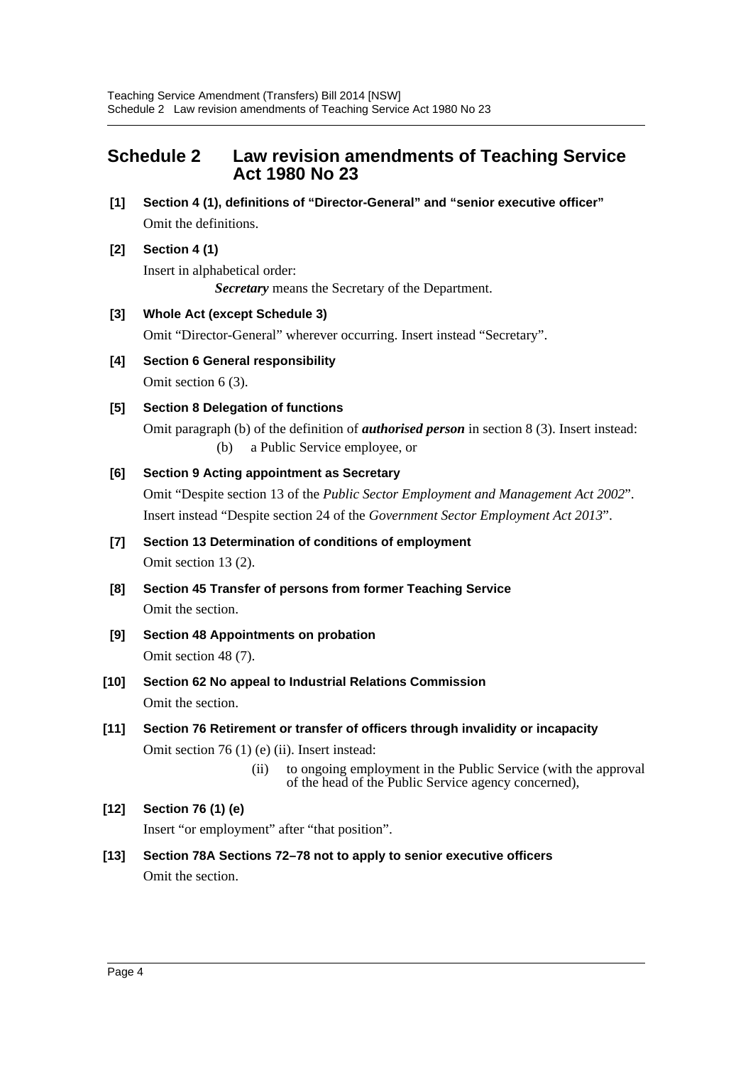## Schedule 2 Law revision amendments of Teaching Service Act 1980 No 23

**[1] Section 4 (1), definitions of "Director-General" and "senior executive officer"**

Omit the definitions.

**[2] Section 4 (1)**

Insert in alphabetical order:

> ***Secretary*** means the Secretary of the Department.

**[3] Whole Act (except Schedule 3)**

Omit "Director-General" wherever occurring. Insert instead "Secretary".

**[4] Section 6 General responsibility**

Omit section 6 (3).

**[5] Section 8 Delegation of functions**

Omit paragraph (b) of the definition of ***authorised person*** in section 8 (3). Insert instead:

> (b) a Public Service employee, or

**[6] Section 9 Acting appointment as Secretary**

Omit "Despite section 13 of the *Public Sector Employment and Management Act 2002*". Insert instead "Despite section 24 of the *Government Sector Employment Act 2013*".

**[7] Section 13 Determination of conditions of employment**

Omit section 13 (2).

**[8] Section 45 Transfer of persons from former Teaching Service**

Omit the section.

**[9] Section 48 Appointments on probation**

Omit section 48 (7).

**[10] Section 62 No appeal to Industrial Relations Commission**

Omit the section.

**[11] Section 76 Retirement or transfer of officers through invalidity or incapacity**

Omit section 76 (1) (e) (ii). Insert instead:

> (ii) to ongoing employment in the Public Service (with the approval of the head of the Public Service agency concerned),

**[12] Section 76 (1) (e)**

Insert "or employment" after "that position".

**[13] Section 78A Sections 72–78 not to apply to senior executive officers**

Omit the section.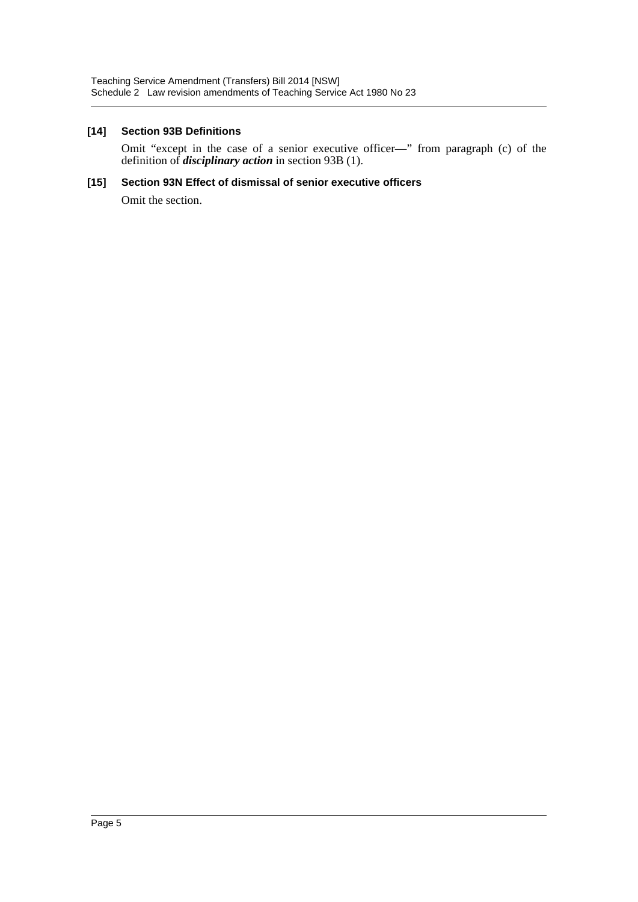**[14] Section 93B Definitions**

Omit "except in the case of a senior executive officer—" from paragraph (c) of the definition of ***disciplinary action*** in section 93B (1).

**[15] Section 93N Effect of dismissal of senior executive officers**

Omit the section.